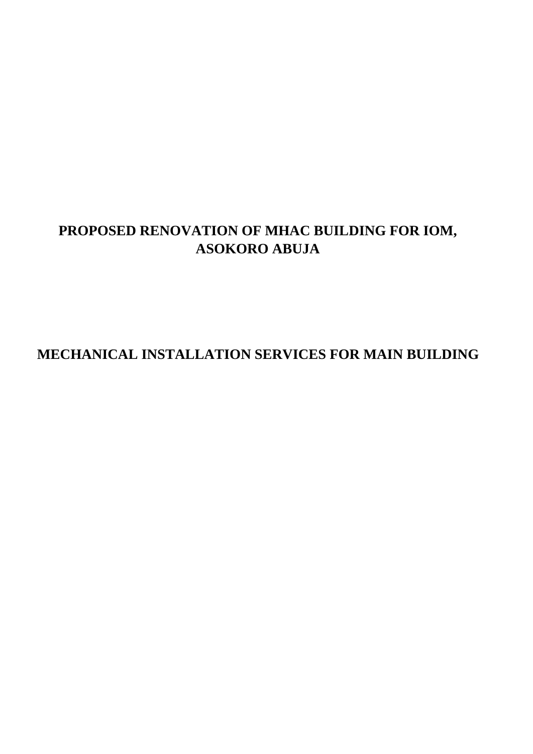# PROPOSED RENOVATION OF MHAC BUILDING FOR IOM, ASOKORO ABUJA

## MECHANICAL INSTALLATION SERVICES FOR MAIN BUILDING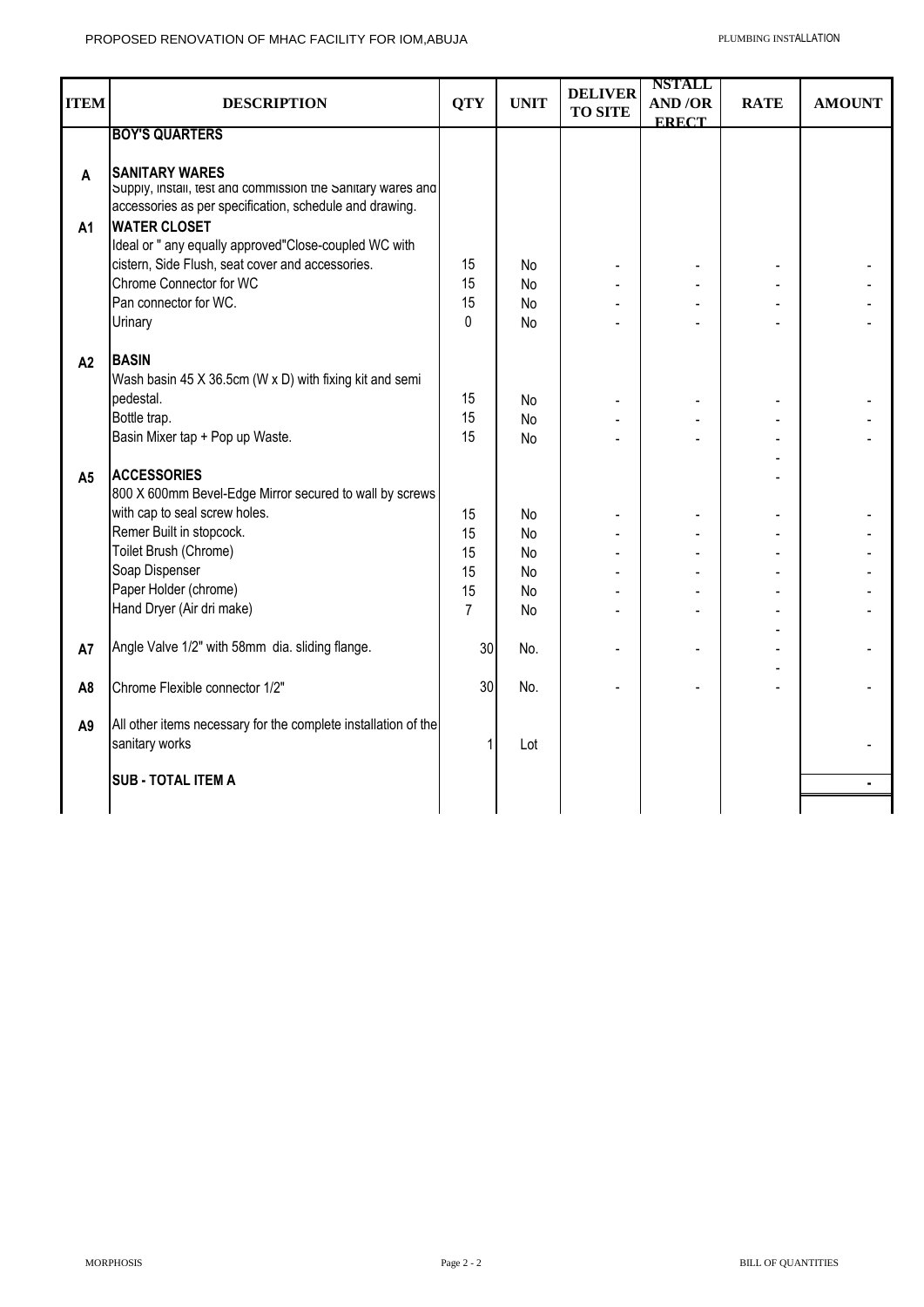| ITEM | DESCRIPTION | QTY | UNIT | DELIVER TO SITE | NSTALL AND /OR ERECT | RATE | AMOUNT |
|---|---|---|---|---|---|---|---|
| | **BOY'S QUARTERS** | | | | | | |
| **A** | **SANITARY WARES** | | | | | | |
| | Supply, install, test and commission the Sanitary wares and accessories as per specification, schedule and drawing. | | | | | | |
| **A1** | **WATER CLOSET** | | | | | | |
| | Ideal or " any equally approved"Close-coupled WC with cistern, Side Flush, seat cover and accessories. | 15 | No | - | - | - | - |
| | Chrome Connector for WC | 15 | No | - | - | - | - |
| | Pan connector for WC. | 15 | No | - | - | - | - |
| | Urinary | 0 | No | - | - | - | - |
| **A2** | **BASIN** | | | | | | |
| | Wash basin 45 X 36.5cm (W x D) with fixing kit and semi pedestal. | 15 | No | - | - | - | - |
| | Bottle trap. | 15 | No | - | - | - | - |
| | Basin Mixer tap + Pop up Waste. | 15 | No | - | - | - | - |
| | | | | | | - | |
| **A5** | **ACCESSORIES** | | | | | - | |
| | 800 X 600mm Bevel-Edge Mirror secured to wall by screws with cap to seal screw holes. | 15 | No | - | - | - | - |
| | Remer Built in stopcock. | 15 | No | - | - | - | - |
| | Toilet Brush (Chrome) | 15 | No | - | - | - | - |
| | Soap Dispenser | 15 | No | - | - | - | - |
| | Paper Holder (chrome) | 15 | No | - | - | - | - |
| | Hand Dryer (Air dri make) | 7 | No | - | - | - | - |
| | | | | | | - | |
| **A7** | Angle Valve 1/2" with 58mm dia. sliding flange. | 30 | No. | - | - | - | - |
| | | | | | | - | |
| **A8** | Chrome Flexible connector 1/2" | 30 | No. | - | - | - | - |
| **A9** | All other items necessary for the complete installation of the sanitary works | 1 | Lot | | | | - |
| | **SUB - TOTAL ITEM A** | | | | | | **-** |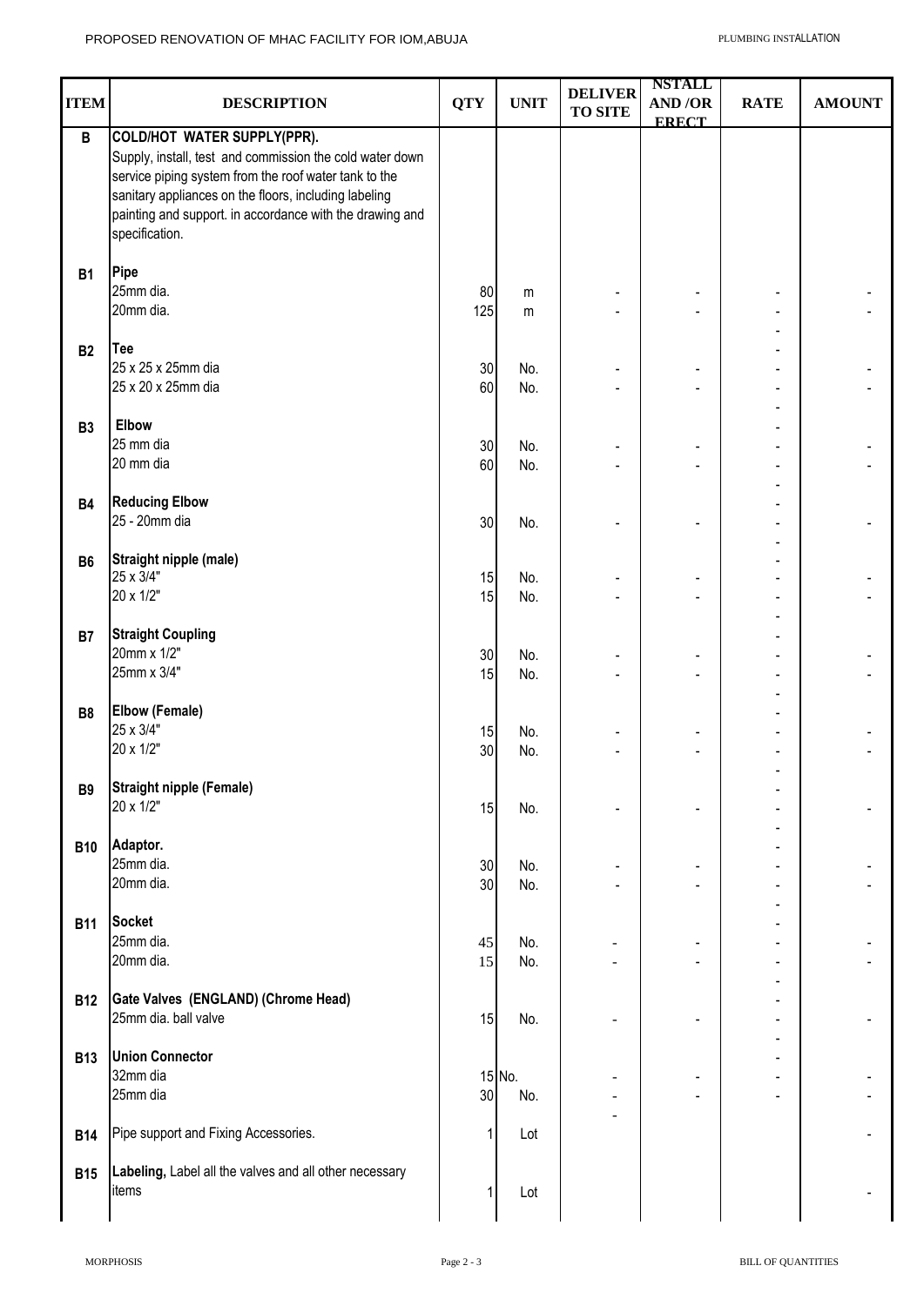| ITEM | DESCRIPTION | QTY | UNIT | DELIVER TO SITE | NSTALL AND /OR ERECT | RATE | AMOUNT |
|---|---|---|---|---|---|---|---|
| **B** | **COLD/HOT WATER SUPPLY(PPR).** Supply, install, test and commission the cold water down service piping system from the roof water tank to the sanitary appliances on the floors, including labeling painting and support. in accordance with the drawing and specification. | | | | | | |
| **B1** | **Pipe** | | | | | | |
| | 25mm dia. | 80 | m | - | - | - | - |
| | 20mm dia. | 125 | m | - | - | - | - |
| | | | | | | - | |
| **B2** | **Tee** | | | | | - | |
| | 25 x 25 x 25mm dia | 30 | No. | - | - | - | - |
| | 25 x 20 x 25mm dia | 60 | No. | - | - | - | - |
| | | | | | | - | |
| **B3** | **Elbow** | | | | | - | |
| | 25 mm dia | 30 | No. | - | - | - | - |
| | 20 mm dia | 60 | No. | - | - | - | - |
| | | | | | | - | |
| **B4** | **Reducing Elbow** | | | | | - | |
| | 25 - 20mm dia | 30 | No. | - | - | - | - |
| | | | | | | - | |
| **B6** | **Straight nipple (male)** | | | | | - | |
| | 25 x 3/4" | 15 | No. | - | - | - | - |
| | 20 x 1/2" | 15 | No. | - | - | - | - |
| | | | | | | - | |
| **B7** | **Straight Coupling** | | | | | - | |
| | 20mm x 1/2" | 30 | No. | - | - | - | - |
| | 25mm x 3/4" | 15 | No. | - | - | - | - |
| | | | | | | - | |
| **B8** | **Elbow (Female)** | | | | | - | |
| | 25 x 3/4" | 15 | No. | - | - | - | - |
| | 20 x 1/2" | 30 | No. | - | - | - | - |
| | | | | | | - | |
| **B9** | **Straight nipple (Female)** | | | | | - | |
| | 20 x 1/2" | 15 | No. | - | - | - | - |
| | | | | | | - | |
| **B10** | **Adaptor.** | | | | | - | |
| | 25mm dia. | 30 | No. | - | - | - | - |
| | 20mm dia. | 30 | No. | - | - | - | - |
| | | | | | | - | |
| **B11** | **Socket** | | | | | - | |
| | 25mm dia. | 45 | No. | - | - | - | - |
| | 20mm dia. | 15 | No. | - | - | - | - |
| | | | | | | - | |
| **B12** | **Gate Valves (ENGLAND) (Chrome Head)** | | | | | - | |
| | 25mm dia. ball valve | 15 | No. | - | - | - | - |
| | | | | | | - | |
| **B13** | **Union Connector** | | | | | - | |
| | 32mm dia | 15 | No. | - | - | - | - |
| | 25mm dia | 30 | No. | - | - | - | - |
| | | | | - | | | |
| **B14** | Pipe support and Fixing Accessories. | 1 | Lot | | | | - |
| **B15** | **Labeling,** Label all the valves and all other necessary items | 1 | Lot | | | | - |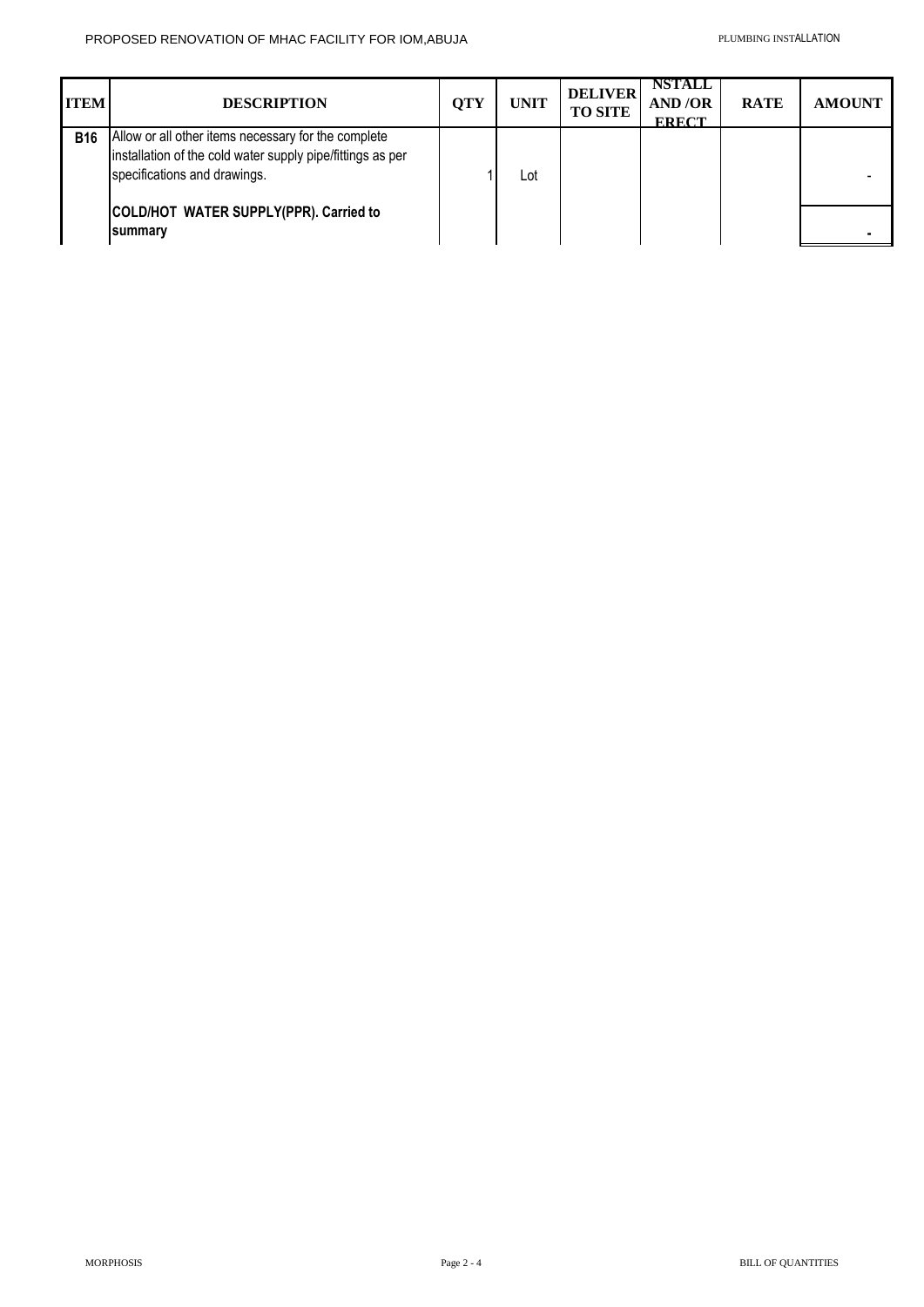| ITEM | DESCRIPTION | QTY | UNIT | DELIVER TO SITE | NSTALL AND /OR ERECT | RATE | AMOUNT |
|---|---|---|---|---|---|---|---|
| **B16** | Allow or all other items necessary for the complete installation of the cold water supply pipe/fittings as per specifications and drawings. | 1 | Lot | | | | - |
| | **COLD/HOT WATER SUPPLY(PPR). Carried to summary** | | | | | | **-** |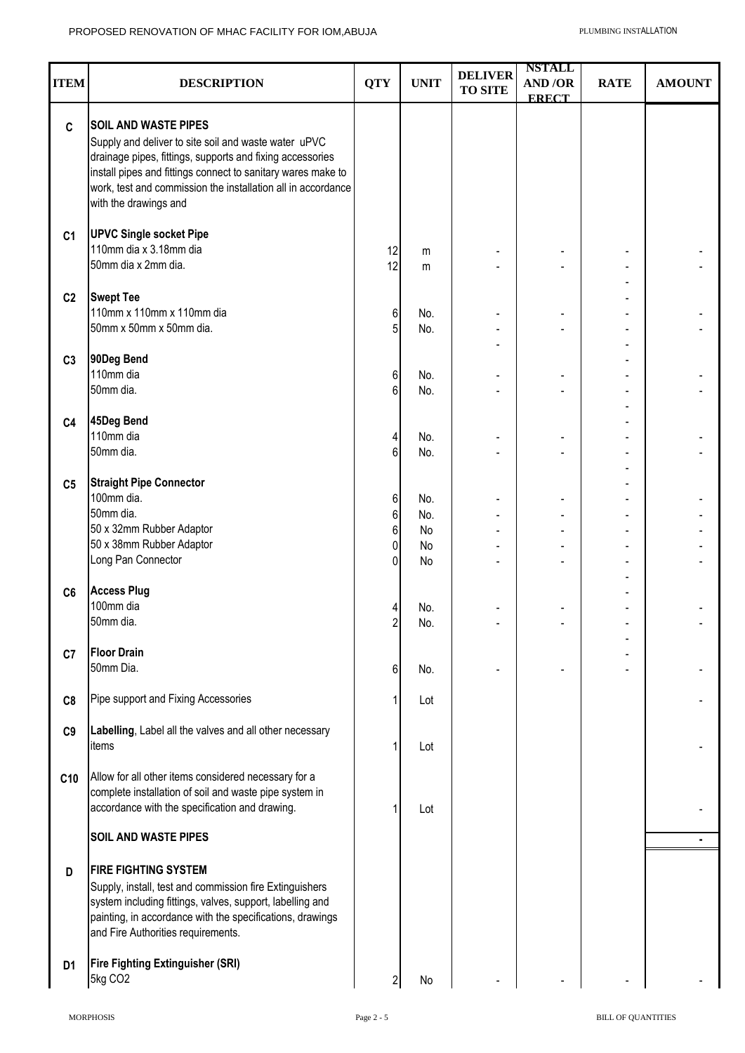| ITEM | DESCRIPTION | QTY | UNIT | DELIVER TO SITE | NSTALL AND /OR ERECT | RATE | AMOUNT |
|---|---|---|---|---|---|---|---|
| C | **SOIL AND WASTE PIPES**<br>Supply and deliver to site soil and waste water uPVC drainage pipes, fittings, supports and fixing accessories install pipes and fittings connect to sanitary wares make to work, test and commission the installation all in accordance with the drawings and | | | | | | |
| C1 | **UPVC Single socket Pipe** | | | | | | |
| | 110mm dia x 3.18mm dia | 12 | m | - | - | - | - |
| | 50mm dia x 2mm dia. | 12 | m | - | - | - | - |
| | | | | | | - | |
| C2 | **Swept Tee** | | | | | - | |
| | 110mm x 110mm x 110mm dia | 6 | No. | - | - | - | - |
| | 50mm x 50mm x 50mm dia. | 5 | No. | - | - | - | - |
| | | | | - | | - | |
| C3 | **90Deg Bend** | | | | | - | |
| | 110mm dia | 6 | No. | - | - | - | - |
| | 50mm dia. | 6 | No. | - | - | - | - |
| | | | | | | - | |
| C4 | **45Deg Bend** | | | | | - | |
| | 110mm dia | 4 | No. | - | - | - | - |
| | 50mm dia. | 6 | No. | - | - | - | - |
| | | | | | | - | |
| C5 | **Straight Pipe Connector** | | | | | - | |
| | 100mm dia. | 6 | No. | - | - | - | - |
| | 50mm dia. | 6 | No. | - | - | - | - |
| | 50 x 32mm Rubber Adaptor | 6 | No | - | - | - | - |
| | 50 x 38mm Rubber Adaptor | 0 | No | - | - | - | - |
| | Long Pan Connector | 0 | No | - | - | - | - |
| | | | | | | - | |
| C6 | **Access Plug** | | | | | - | |
| | 100mm dia | 4 | No. | - | - | - | - |
| | 50mm dia. | 2 | No. | - | - | - | - |
| | | | | | | - | |
| C7 | **Floor Drain** | | | | | - | |
| | 50mm Dia. | 6 | No. | - | - | - | - |
| C8 | Pipe support and Fixing Accessories | 1 | Lot | | | | - |
| C9 | **Labelling**, Label all the valves and all other necessary items | 1 | Lot | | | | - |
| C10 | Allow for all other items considered necessary for a complete installation of soil and waste pipe system in accordance with the specification and drawing. | 1 | Lot | | | | - |
| | **SOIL AND WASTE PIPES** | | | | | | - |
| D | **FIRE FIGHTING SYSTEM**<br>Supply, install, test and commission fire Extinguishers system including fittings, valves, support, labelling and painting, in accordance with the specifications, drawings and Fire Authorities requirements. | | | | | | |
| D1 | **Fire Fighting Extinguisher (SRI)** | | | | | | |
| | 5kg $CO_2$ | 2 | No | - | - | - | - |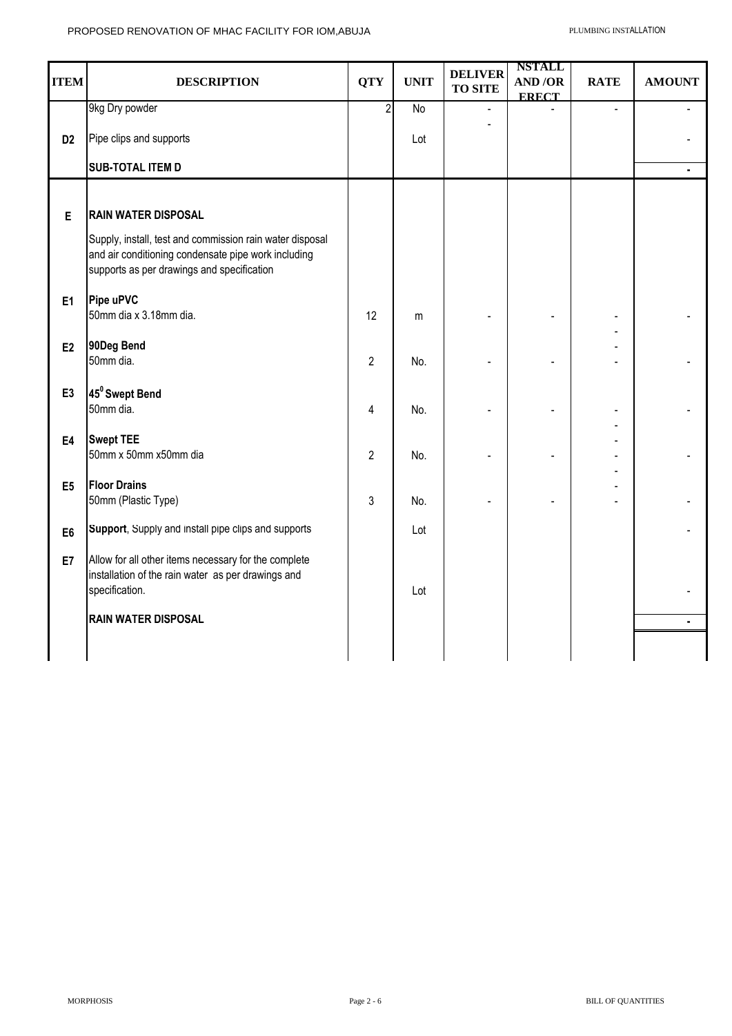| ITEM | DESCRIPTION | QTY | UNIT | DELIVER TO SITE | NSTALL AND /OR ERECT | RATE | AMOUNT |
|---|---|---|---|---|---|---|---|
| | 9kg Dry powder | 2 | No | - | - | - | - |
| D2 | Pipe clips and supports | | Lot | - | | | - |
| | **SUB-TOTAL ITEM D** | | | | | | - |
| | | | | | | | |
| **E** | **RAIN WATER DISPOSAL** | | | | | | |
| | Supply, install, test and commission rain water disposal and air conditioning condensate pipe work including supports as per drawings and specification | | | | | | |
| **E1** | **Pipe uPVC**<br>50mm dia x 3.18mm dia. | 12 | m | - | - | - | - |
| **E2** | **90Deg Bend**<br>50mm dia. | 2 | No. | - | - | - | - |
| **E3** | **$45^0$ Swept Bend**<br>50mm dia. | 4 | No. | - | - | - | - |
| **E4** | **Swept TEE**<br>50mm x 50mm x50mm dia | 2 | No. | - | - | - | - |
| **E5** | **Floor Drains**<br>50mm (Plastic Type) | 3 | No. | - | - | - | - |
| **E6** | **Support**, Supply and install pipe clips and supports | | Lot | | | | - |
| **E7** | Allow for all other items necessary for the complete installation of the rain water as per drawings and specification. | | Lot | | | | - |
| | **RAIN WATER DISPOSAL** | | | | | | - |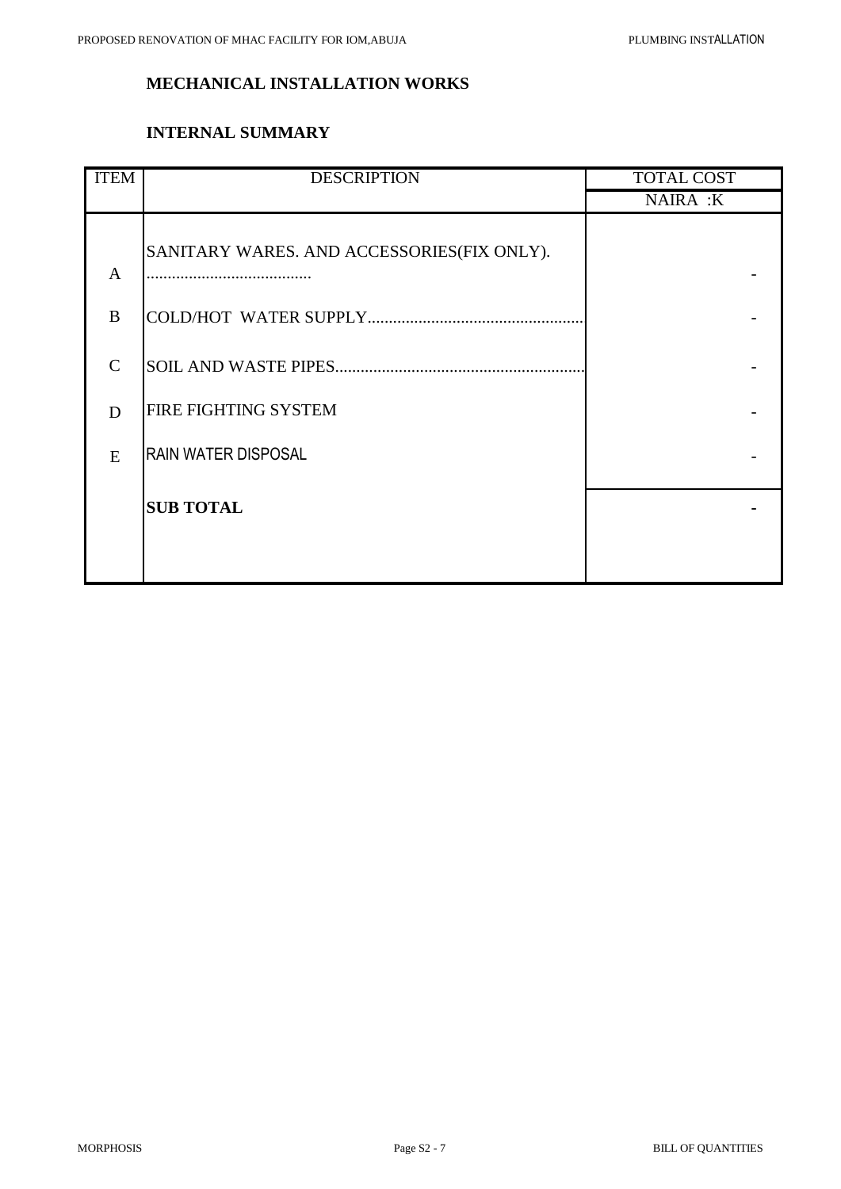## MECHANICAL INSTALLATION WORKS

## INTERNAL SUMMARY

| ITEM | DESCRIPTION | TOTAL COST NAIRA :K |
|---|---|---|
| A | SANITARY WARES. AND ACCESSORIES(FIX ONLY). ....................................... | - |
| B | COLD/HOT WATER SUPPLY.................................................. | - |
| C | SOIL AND WASTE PIPES.......................................................... | - |
| D | FIRE FIGHTING SYSTEM | - |
| E | RAIN WATER DISPOSAL | - |
| | **SUB TOTAL** | - |